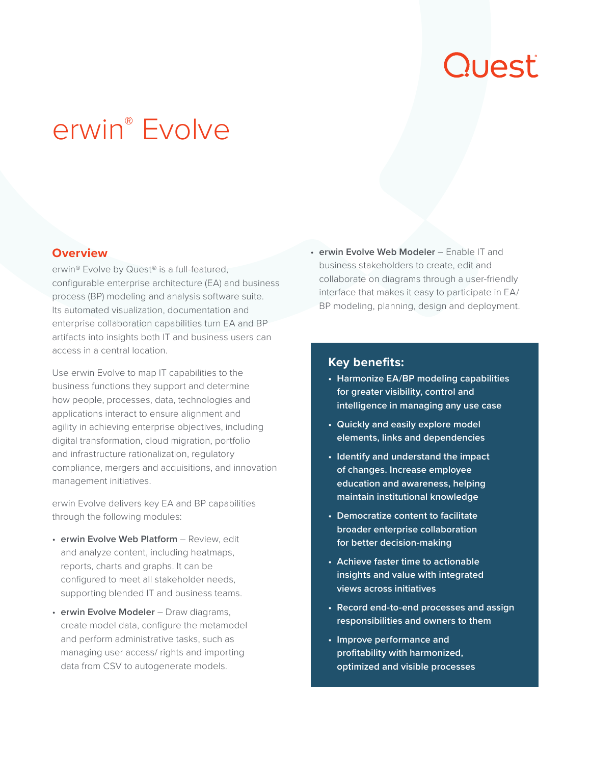# erwin® Evolve

## Overview

erwin® Evolve by Quest® is a full-featured, configurable enterprise architecture (EA) and business process (BP) modeling and analysis software suite. Its automated visualization, documentation and enterprise collaboration capabilities turn EA and BP artifacts into insights both IT and business users can access in a central location.

Use erwin Evolve to map IT capabilities to the business functions they support and determine how people, processes, data, technologies and applications interact to ensure alignment and agility in achieving enterprise objectives, including digital transformation, cloud migration, portfolio and infrastructure rationalization, regulatory compliance, mergers and acquisitions, and innovation management initiatives.

erwin Evolve delivers key EA and BP capabilities through the following modules:

- **erwin Evolve Web Platform** – Review, edit and analyze content, including heatmaps, reports, charts and graphs. It can be configured to meet all stakeholder needs, supporting blended IT and business teams.
- **erwin Evolve Modeler** – Draw diagrams, create model data, configure the metamodel and perform administrative tasks, such as managing user access/ rights and importing data from CSV to autogenerate models.
- **erwin Evolve Web Modeler** – Enable IT and business stakeholders to create, edit and collaborate on diagrams through a user-friendly interface that makes it easy to participate in EA/ BP modeling, planning, design and deployment.

### Key benefits:

- **Harmonize EA/BP modeling capabilities for greater visibility, control and intelligence in managing any use case**
- **Quickly and easily explore model elements, links and dependencies**
- **Identify and understand the impact of changes. Increase employee education and awareness, helping maintain institutional knowledge**
- **Democratize content to facilitate broader enterprise collaboration for better decision-making**
- **Achieve faster time to actionable insights and value with integrated views across initiatives**
- **Record end-to-end processes and assign responsibilities and owners to them**
- **Improve performance and profitability with harmonized, optimized and visible processes**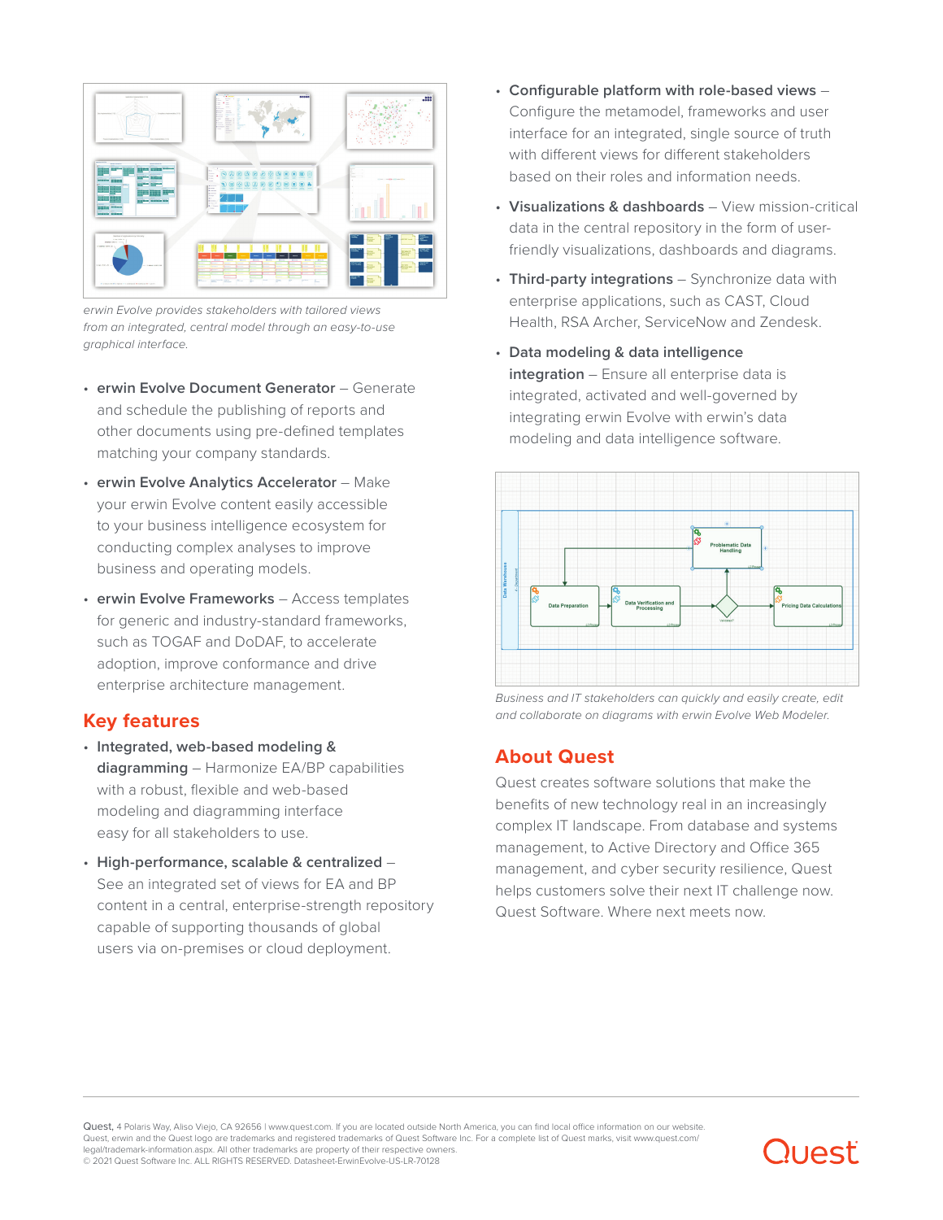*erwin Evolve provides stakeholders with tailored views from an integrated, central model through an easy-to-use graphical interface.*

- **erwin Evolve Document Generator** – Generate and schedule the publishing of reports and other documents using pre-defined templates matching your company standards.
- **erwin Evolve Analytics Accelerator** – Make your erwin Evolve content easily accessible to your business intelligence ecosystem for conducting complex analyses to improve business and operating models.
- **erwin Evolve Frameworks** – Access templates for generic and industry-standard frameworks, such as TOGAF and DoDAF, to accelerate adoption, improve conformance and drive enterprise architecture management.

## Key features

- **Integrated, web-based modeling & diagramming** – Harmonize EA/BP capabilities with a robust, flexible and web-based modeling and diagramming interface easy for all stakeholders to use.
- **High-performance, scalable & centralized** – See an integrated set of views for EA and BP content in a central, enterprise-strength repository capable of supporting thousands of global users via on-premises or cloud deployment.
- **Configurable platform with role-based views** – Configure the metamodel, frameworks and user interface for an integrated, single source of truth with different views for different stakeholders based on their roles and information needs.
- **Visualizations & dashboards** – View mission-critical data in the central repository in the form of user-friendly visualizations, dashboards and diagrams.
- **Third-party integrations** – Synchronize data with enterprise applications, such as CAST, Cloud Health, RSA Archer, ServiceNow and Zendesk.
- **Data modeling & data intelligence integration** – Ensure all enterprise data is integrated, activated and well-governed by integrating erwin Evolve with erwin's data modeling and data intelligence software.

*Business and IT stakeholders can quickly and easily create, edit and collaborate on diagrams with erwin Evolve Web Modeler.*

## About Quest

Quest creates software solutions that make the benefits of new technology real in an increasingly complex IT landscape. From database and systems management, to Active Directory and Office 365 management, and cyber security resilience, Quest helps customers solve their next IT challenge now. Quest Software. Where next meets now.

---

**Quest,** 4 Polaris Way, Aliso Viejo, CA 92656 | www.quest.com. If you are located outside North America, you can find local office information on our website.
Quest, erwin and the Quest logo are trademarks and registered trademarks of Quest Software Inc. For a complete list of Quest marks, visit www.quest.com/legal/trademark-information.aspx. All other trademarks are property of their respective owners.
© 2021 Quest Software Inc. ALL RIGHTS RESERVED. Datasheet-ErwinEvolve-US-LR-70128

Quest